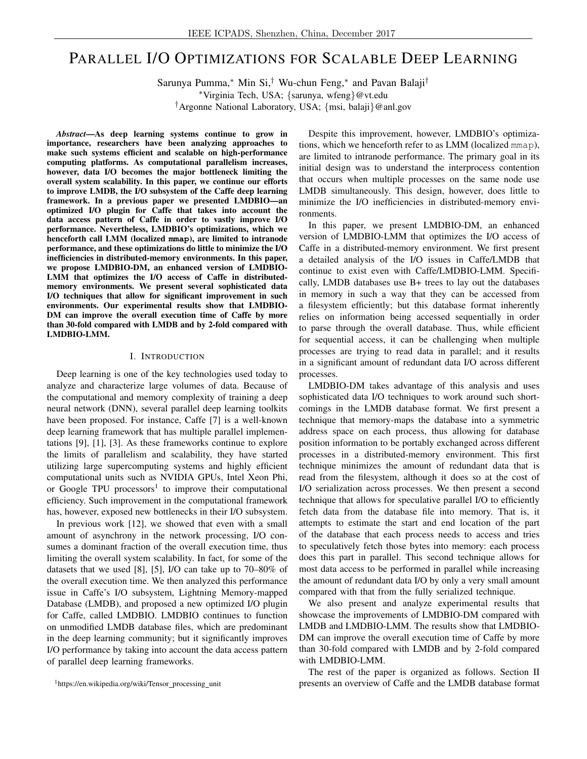# PARALLEL I/O OPTIMIZATIONS FOR SCALABLE DEEP LEARNING

Sarunya Pumma,* Min Si,† Wu-chun Feng,* and Pavan Balaji†

*Virginia Tech, USA; {sarunya, wfeng}@vt.edu

†Argonne National Laboratory, USA; {msi, balaji}@anl.gov

***Abstract*—As deep learning systems continue to grow in importance, researchers have been analyzing approaches to make such systems efficient and scalable on high-performance computing platforms. As computational parallelism increases, however, data I/O becomes the major bottleneck limiting the overall system scalability. In this paper, we continue our efforts to improve LMDB, the I/O subsystem of the Caffe deep learning framework. In a previous paper we presented LMDBIO—an optimized I/O plugin for Caffe that takes into account the data access pattern of Caffe in order to vastly improve I/O performance. Nevertheless, LMDBIO's optimizations, which we henceforth call LMM (localized `mmap`), are limited to intranode performance, and these optimizations do little to minimize the I/O inefficiencies in distributed-memory environments. In this paper, we propose LMDBIO-DM, an enhanced version of LMDBIO-LMM that optimizes the I/O access of Caffe in distributed-memory environments. We present several sophisticated data I/O techniques that allow for significant improvement in such environments. Our experimental results show that LMDBIO-DM can improve the overall execution time of Caffe by more than 30-fold compared with LMDB and by 2-fold compared with LMDBIO-LMM.**

## I. INTRODUCTION

Deep learning is one of the key technologies used today to analyze and characterize large volumes of data. Because of the computational and memory complexity of training a deep neural network (DNN), several parallel deep learning toolkits have been proposed. For instance, Caffe [7] is a well-known deep learning framework that has multiple parallel implementations [9], [1], [3]. As these frameworks continue to explore the limits of parallelism and scalability, they have started utilizing large supercomputing systems and highly efficient computational units such as NVIDIA GPUs, Intel Xeon Phi, or Google TPU processors[1] to improve their computational efficiency. Such improvement in the computational framework has, however, exposed new bottlenecks in their I/O subsystem.

In previous work [12], we showed that even with a small amount of asynchrony in the network processing, I/O consumes a dominant fraction of the overall execution time, thus limiting the overall system scalability. In fact, for some of the datasets that we used [8], [5], I/O can take up to 70–80% of the overall execution time. We then analyzed this performance issue in Caffe's I/O subsystem, Lightning Memory-mapped Database (LMDB), and proposed a new optimized I/O plugin for Caffe, called LMDBIO. LMDBIO continues to function on unmodified LMDB database files, which are predominant in the deep learning community; but it significantly improves I/O performance by taking into account the data access pattern of parallel deep learning frameworks.

[1]https://en.wikipedia.org/wiki/Tensor_processing_unit

Despite this improvement, however, LMDBIO's optimizations, which we henceforth refer to as LMM (localized `mmap`), are limited to intranode performance. The primary goal in its initial design was to understand the interprocess contention that occurs when multiple processes on the same node use LMDB simultaneously. This design, however, does little to minimize the I/O inefficiencies in distributed-memory environments.

In this paper, we present LMDBIO-DM, an enhanced version of LMDBIO-LMM that optimizes the I/O access of Caffe in a distributed-memory environment. We first present a detailed analysis of the I/O issues in Caffe/LMDB that continue to exist even with Caffe/LMDBIO-LMM. Specifically, LMDB databases use B+ trees to lay out the databases in memory in such a way that they can be accessed from a filesystem efficiently; but this database format inherently relies on information being accessed sequentially in order to parse through the overall database. Thus, while efficient for sequential access, it can be challenging when multiple processes are trying to read data in parallel; and it results in a significant amount of redundant data I/O across different processes.

LMDBIO-DM takes advantage of this analysis and uses sophisticated data I/O techniques to work around such shortcomings in the LMDB database format. We first present a technique that memory-maps the database into a symmetric address space on each process, thus allowing for database position information to be portably exchanged across different processes in a distributed-memory environment. This first technique minimizes the amount of redundant data that is read from the filesystem, although it does so at the cost of I/O serialization across processes. We then present a second technique that allows for speculative parallel I/O to efficiently fetch data from the database file into memory. That is, it attempts to estimate the start and end location of the part of the database that each process needs to access and tries to speculatively fetch those bytes into memory: each process does this part in parallel. This second technique allows for most data access to be performed in parallel while increasing the amount of redundant data I/O by only a very small amount compared with that from the fully serialized technique.

We also present and analyze experimental results that showcase the improvements of LMDBIO-DM compared with LMDB and LMDBIO-LMM. The results show that LMDBIO-DM can improve the overall execution time of Caffe by more than 30-fold compared with LMDB and by 2-fold compared with LMDBIO-LMM.

The rest of the paper is organized as follows. Section II presents an overview of Caffe and the LMDB database format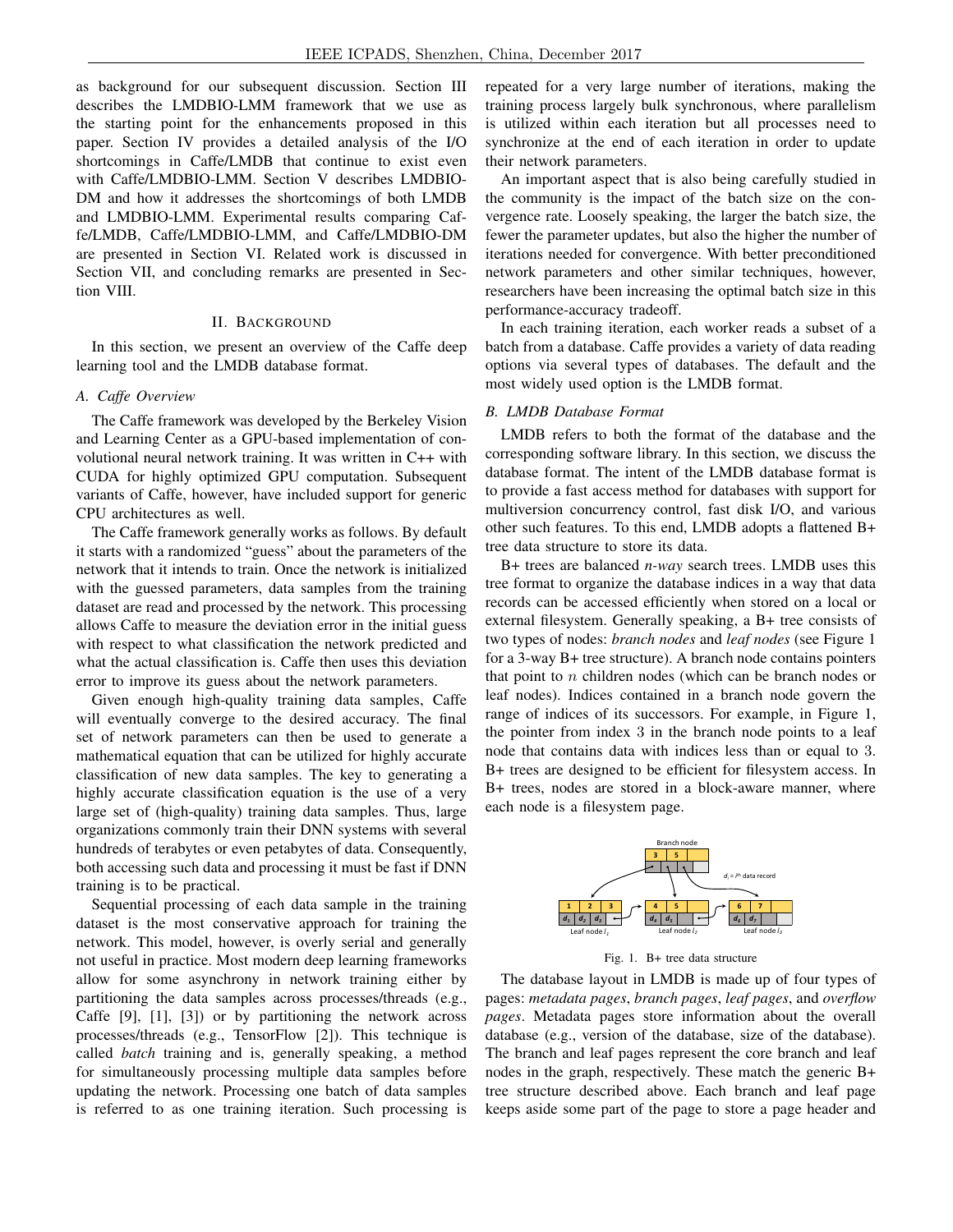as background for our subsequent discussion. Section III describes the LMDBIO-LMM framework that we use as the starting point for the enhancements proposed in this paper. Section IV provides a detailed analysis of the I/O shortcomings in Caffe/LMDB that continue to exist even with Caffe/LMDBIO-LMM. Section V describes LMDBIO-DM and how it addresses the shortcomings of both LMDB and LMDBIO-LMM. Experimental results comparing Caffe/LMDB, Caffe/LMDBIO-LMM, and Caffe/LMDBIO-DM are presented in Section VI. Related work is discussed in Section VII, and concluding remarks are presented in Section VIII.

## II. Background

In this section, we present an overview of the Caffe deep learning tool and the LMDB database format.

### A. Caffe Overview

The Caffe framework was developed by the Berkeley Vision and Learning Center as a GPU-based implementation of convolutional neural network training. It was written in C++ with CUDA for highly optimized GPU computation. Subsequent variants of Caffe, however, have included support for generic CPU architectures as well.

The Caffe framework generally works as follows. By default it starts with a randomized "guess" about the parameters of the network that it intends to train. Once the network is initialized with the guessed parameters, data samples from the training dataset are read and processed by the network. This processing allows Caffe to measure the deviation error in the initial guess with respect to what classification the network predicted and what the actual classification is. Caffe then uses this deviation error to improve its guess about the network parameters.

Given enough high-quality training data samples, Caffe will eventually converge to the desired accuracy. The final set of network parameters can then be used to generate a mathematical equation that can be utilized for highly accurate classification of new data samples. The key to generating a highly accurate classification equation is the use of a very large set of (high-quality) training data samples. Thus, large organizations commonly train their DNN systems with several hundreds of terabytes or even petabytes of data. Consequently, both accessing such data and processing it must be fast if DNN training is to be practical.

Sequential processing of each data sample in the training dataset is the most conservative approach for training the network. This model, however, is overly serial and generally not useful in practice. Most modern deep learning frameworks allow for some asynchrony in network training either by partitioning the data samples across processes/threads (e.g., Caffe [9], [1], [3]) or by partitioning the network across processes/threads (e.g., TensorFlow [2]). This technique is called *batch* training and is, generally speaking, a method for simultaneously processing multiple data samples before updating the network. Processing one batch of data samples is referred to as one training iteration. Such processing is repeated for a very large number of iterations, making the training process largely bulk synchronous, where parallelism is utilized within each iteration but all processes need to synchronize at the end of each iteration in order to update their network parameters.

An important aspect that is also being carefully studied in the community is the impact of the batch size on the convergence rate. Loosely speaking, the larger the batch size, the fewer the parameter updates, but also the higher the number of iterations needed for convergence. With better preconditioned network parameters and other similar techniques, however, researchers have been increasing the optimal batch size in this performance-accuracy tradeoff.

In each training iteration, each worker reads a subset of a batch from a database. Caffe provides a variety of data reading options via several types of databases. The default and the most widely used option is the LMDB format.

### B. LMDB Database Format

LMDB refers to both the format of the database and the corresponding software library. In this section, we discuss the database format. The intent of the LMDB database format is to provide a fast access method for databases with support for multiversion concurrency control, fast disk I/O, and various other such features. To this end, LMDB adopts a flattened B+ tree data structure to store its data.

B+ trees are balanced *n-way* search trees. LMDB uses this tree format to organize the database indices in a way that data records can be accessed efficiently when stored on a local or external filesystem. Generally speaking, a B+ tree consists of two types of nodes: *branch nodes* and *leaf nodes* (see Figure 1 for a 3-way B+ tree structure). A branch node contains pointers that point to $n$ children nodes (which can be branch nodes or leaf nodes). Indices contained in a branch node govern the range of indices of its successors. For example, in Figure 1, the pointer from index 3 in the branch node points to a leaf node that contains data with indices less than or equal to 3. B+ trees are designed to be efficient for filesystem access. In B+ trees, nodes are stored in a block-aware manner, where each node is a filesystem page.

Branch node
3 5
$d_i$ = $i^{th}$ data record
1 2 3
$d_1$ $d_2$ $d_3$
Leaf node $l_1$
4 5
$d_4$ $d_5$
Leaf node $l_2$
6 7
$d_6$ $d_7$
Leaf node $l_3$

Fig. 1. B+ tree data structure

The database layout in LMDB is made up of four types of pages: *metadata pages*, *branch pages*, *leaf pages*, and *overflow pages*. Metadata pages store information about the overall database (e.g., version of the database, size of the database). The branch and leaf pages represent the core branch and leaf nodes in the graph, respectively. These match the generic B+ tree structure described above. Each branch and leaf page keeps aside some part of the page to store a page header and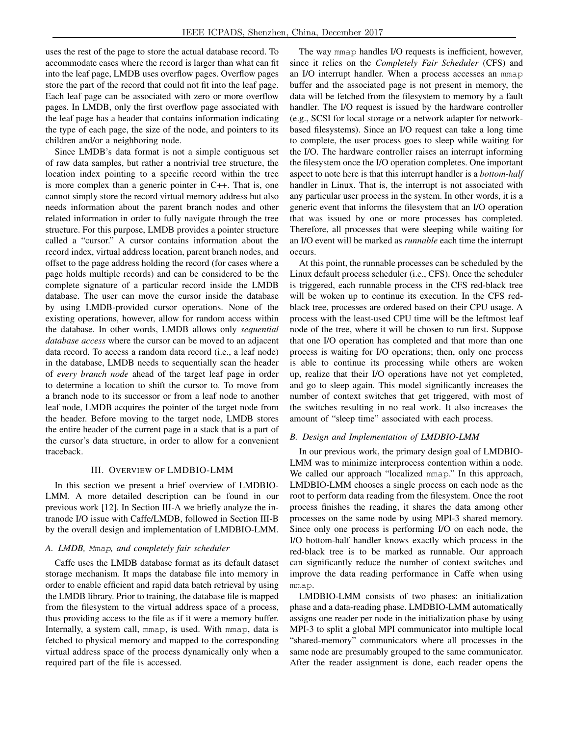uses the rest of the page to store the actual database record. To accommodate cases where the record is larger than what can fit into the leaf page, LMDB uses overflow pages. Overflow pages store the part of the record that could not fit into the leaf page. Each leaf page can be associated with zero or more overflow pages. In LMDB, only the first overflow page associated with the leaf page has a header that contains information indicating the type of each page, the size of the node, and pointers to its children and/or a neighboring node.

Since LMDB's data format is not a simple contiguous set of raw data samples, but rather a nontrivial tree structure, the location index pointing to a specific record within the tree is more complex than a generic pointer in C++. That is, one cannot simply store the record virtual memory address but also needs information about the parent branch nodes and other related information in order to fully navigate through the tree structure. For this purpose, LMDB provides a pointer structure called a "cursor." A cursor contains information about the record index, virtual address location, parent branch nodes, and offset to the page address holding the record (for cases where a page holds multiple records) and can be considered to be the complete signature of a particular record inside the LMDB database. The user can move the cursor inside the database by using LMDB-provided cursor operations. None of the existing operations, however, allow for random access within the database. In other words, LMDB allows only *sequential database access* where the cursor can be moved to an adjacent data record. To access a random data record (i.e., a leaf node) in the database, LMDB needs to sequentially scan the header of *every branch node* ahead of the target leaf page in order to determine a location to shift the cursor to. To move from a branch node to its successor or from a leaf node to another leaf node, LMDB acquires the pointer of the target node from the header. Before moving to the target node, LMDB stores the entire header of the current page in a stack that is a part of the cursor's data structure, in order to allow for a convenient traceback.

## III. Overview of LMDBIO-LMM

In this section we present a brief overview of LMDBIO-LMM. A more detailed description can be found in our previous work [12]. In Section III-A we briefly analyze the intranode I/O issue with Caffe/LMDB, followed in Section III-B by the overall design and implementation of LMDBIO-LMM.

### A. LMDB, Mmap, and completely fair scheduler

Caffe uses the LMDB database format as its default dataset storage mechanism. It maps the database file into memory in order to enable efficient and rapid data batch retrieval by using the LMDB library. Prior to training, the database file is mapped from the filesystem to the virtual address space of a process, thus providing access to the file as if it were a memory buffer. Internally, a system call, `mmap`, is used. With `mmap`, data is fetched to physical memory and mapped to the corresponding virtual address space of the process dynamically only when a required part of the file is accessed.

The way `mmap` handles I/O requests is inefficient, however, since it relies on the *Completely Fair Scheduler* (CFS) and an I/O interrupt handler. When a process accesses an `mmap` buffer and the associated page is not present in memory, the data will be fetched from the filesystem to memory by a fault handler. The I/O request is issued by the hardware controller (e.g., SCSI for local storage or a network adapter for network-based filesystems). Since an I/O request can take a long time to complete, the user process goes to sleep while waiting for the I/O. The hardware controller raises an interrupt informing the filesystem once the I/O operation completes. One important aspect to note here is that this interrupt handler is a *bottom-half* handler in Linux. That is, the interrupt is not associated with any particular user process in the system. In other words, it is a generic event that informs the filesystem that an I/O operation that was issued by one or more processes has completed. Therefore, all processes that were sleeping while waiting for an I/O event will be marked as *runnable* each time the interrupt occurs.

At this point, the runnable processes can be scheduled by the Linux default process scheduler (i.e., CFS). Once the scheduler is triggered, each runnable process in the CFS red-black tree will be woken up to continue its execution. In the CFS red-black tree, processes are ordered based on their CPU usage. A process with the least-used CPU time will be the leftmost leaf node of the tree, where it will be chosen to run first. Suppose that one I/O operation has completed and that more than one process is waiting for I/O operations; then, only one process is able to continue its processing while others are woken up, realize that their I/O operations have not yet completed, and go to sleep again. This model significantly increases the number of context switches that get triggered, with most of the switches resulting in no real work. It also increases the amount of "sleep time" associated with each process.

### B. Design and Implementation of LMDBIO-LMM

In our previous work, the primary design goal of LMDBIO-LMM was to minimize interprocess contention within a node. We called our approach "localized `mmap`." In this approach, LMDBIO-LMM chooses a single process on each node as the root to perform data reading from the filesystem. Once the root process finishes the reading, it shares the data among other processes on the same node by using MPI-3 shared memory. Since only one process is performing I/O on each node, the I/O bottom-half handler knows exactly which process in the red-black tree is to be marked as runnable. Our approach can significantly reduce the number of context switches and improve the data reading performance in Caffe when using `mmap`.

LMDBIO-LMM consists of two phases: an initialization phase and a data-reading phase. LMDBIO-LMM automatically assigns one reader per node in the initialization phase by using MPI-3 to split a global MPI communicator into multiple local "shared-memory" communicators where all processes in the same node are presumably grouped to the same communicator. After the reader assignment is done, each reader opens the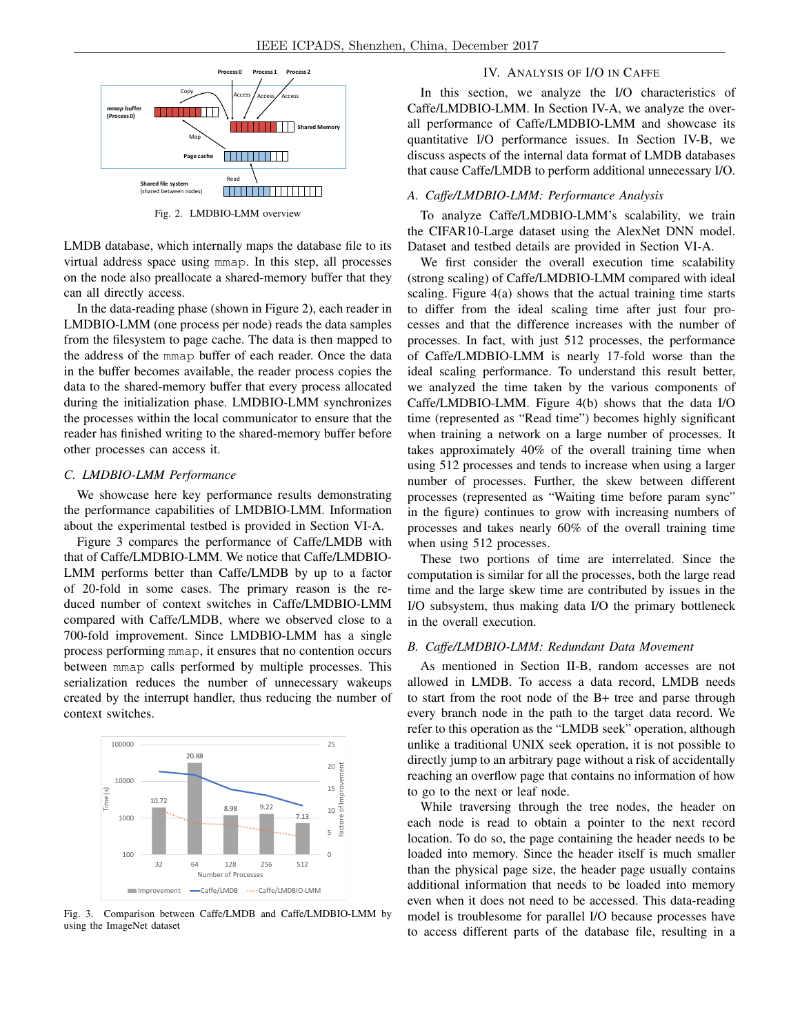Fig. 2. LMDBIO-LMM overview

LMDB database, which internally maps the database file to its virtual address space using `mmap`. In this step, all processes on the node also preallocate a shared-memory buffer that they can all directly access.

In the data-reading phase (shown in Figure 2), each reader in LMDBIO-LMM (one process per node) reads the data samples from the filesystem to page cache. The data is then mapped to the address of the `mmap` buffer of each reader. Once the data in the buffer becomes available, the reader process copies the data to the shared-memory buffer that every process allocated during the initialization phase. LMDBIO-LMM synchronizes the processes within the local communicator to ensure that the reader has finished writing to the shared-memory buffer before other processes can access it.

### C. LMDBIO-LMM Performance

We showcase here key performance results demonstrating the performance capabilities of LMDBIO-LMM. Information about the experimental testbed is provided in Section VI-A.

Figure 3 compares the performance of Caffe/LMDB with that of Caffe/LMDBIO-LMM. We notice that Caffe/LMDBIO-LMM performs better than Caffe/LMDB by up to a factor of 20-fold in some cases. The primary reason is the reduced number of context switches in Caffe/LMDBIO-LMM compared with Caffe/LMDB, where we observed close to a 700-fold improvement. Since LMDBIO-LMM has a single process performing `mmap`, it ensures that no contention occurs between `mmap` calls performed by multiple processes. This serialization reduces the number of unnecessary wakeups created by the interrupt handler, thus reducing the number of context switches.

Fig. 3. Comparison between Caffe/LMDB and Caffe/LMDBIO-LMM by using the ImageNet dataset

## IV. Analysis of I/O in Caffe

In this section, we analyze the I/O characteristics of Caffe/LMDBIO-LMM. In Section IV-A, we analyze the overall performance of Caffe/LMDBIO-LMM and showcase its quantitative I/O performance issues. In Section IV-B, we discuss aspects of the internal data format of LMDB databases that cause Caffe/LMDB to perform additional unnecessary I/O.

### A. Caffe/LMDBIO-LMM: Performance Analysis

To analyze Caffe/LMDBIO-LMM's scalability, we train the CIFAR10-Large dataset using the AlexNet DNN model. Dataset and testbed details are provided in Section VI-A.

We first consider the overall execution time scalability (strong scaling) of Caffe/LMDBIO-LMM compared with ideal scaling. Figure 4(a) shows that the actual training time starts to differ from the ideal scaling time after just four processes and that the difference increases with the number of processes. In fact, with just 512 processes, the performance of Caffe/LMDBIO-LMM is nearly 17-fold worse than the ideal scaling performance. To understand this result better, we analyzed the time taken by the various components of Caffe/LMDBIO-LMM. Figure 4(b) shows that the data I/O time (represented as "Read time") becomes highly significant when training a network on a large number of processes. It takes approximately 40% of the overall training time when using 512 processes and tends to increase when using a larger number of processes. Further, the skew between different processes (represented as "Waiting time before param sync" in the figure) continues to grow with increasing numbers of processes and takes nearly 60% of the overall training time when using 512 processes.

These two portions of time are interrelated. Since the computation is similar for all the processes, both the large read time and the large skew time are contributed by issues in the I/O subsystem, thus making data I/O the primary bottleneck in the overall execution.

### B. Caffe/LMDBIO-LMM: Redundant Data Movement

As mentioned in Section II-B, random accesses are not allowed in LMDB. To access a data record, LMDB needs to start from the root node of the B+ tree and parse through every branch node in the path to the target data record. We refer to this operation as the "LMDB seek" operation, although unlike a traditional UNIX seek operation, it is not possible to directly jump to an arbitrary page without a risk of accidentally reaching an overflow page that contains no information of how to go to the next or leaf node.

While traversing through the tree nodes, the header on each node is read to obtain a pointer to the next record location. To do so, the page containing the header needs to be loaded into memory. Since the header itself is much smaller than the physical page size, the header page usually contains additional information that needs to be loaded into memory even when it does not need to be accessed. This data-reading model is troublesome for parallel I/O because processes have to access different parts of the database file, resulting in a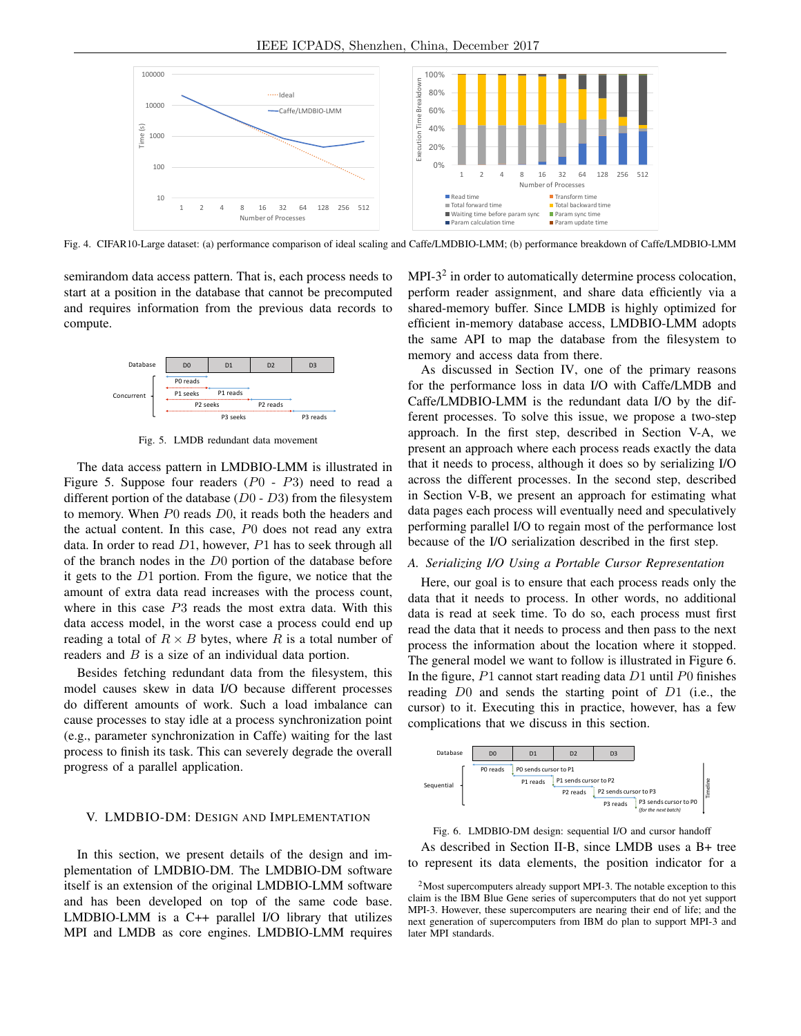100000
10000
1000
100
10
Time (s)
1 2 4 8 16 32 64 128 256 512
Number of Processes
Ideal
Caffe/LMDBIO-LMM

100%
80%
60%
40%
20%
0%
Execution Time Breakdown
1 2 4 8 16 32 64 128 256 512
Number of Processes
Read time
Transform time
Total forward time
Total backward time
Waiting time before param sync
Param sync time
Param calculation time
Param update time

Fig. 4. CIFAR10-Large dataset: (a) performance comparison of ideal scaling and Caffe/LMDBIO-LMM; (b) performance breakdown of Caffe/LMDBIO-LMM

semirandom data access pattern. That is, each process needs to start at a position in the database that cannot be precomputed and requires information from the previous data records to compute.

Database
D0 D1 D2 D3
Concurrent
P0 reads
P1 seeks
P1 reads
P2 seeks
P2 reads
P3 seeks
P3 reads

Fig. 5. LMDB redundant data movement

The data access pattern in LMDBIO-LMM is illustrated in Figure 5. Suppose four readers ($P0$ - $P3$) need to read a different portion of the database ($D0$ - $D3$) from the filesystem to memory. When $P0$ reads $D0$, it reads both the headers and the actual content. In this case, $P0$ does not read any extra data. In order to read $D1$, however, $P1$ has to seek through all of the branch nodes in the $D0$ portion of the database before it gets to the $D1$ portion. From the figure, we notice that the amount of extra data read increases with the process count, where in this case $P3$ reads the most extra data. With this data access model, in the worst case a process could end up reading a total of $R \times B$ bytes, where $R$ is a total number of readers and $B$ is a size of an individual data portion.

Besides fetching redundant data from the filesystem, this model causes skew in data I/O because different processes do different amounts of work. Such a load imbalance can cause processes to stay idle at a process synchronization point (e.g., parameter synchronization in Caffe) waiting for the last process to finish its task. This can severely degrade the overall progress of a parallel application.

## V. LMDBIO-DM: Design and Implementation

In this section, we present details of the design and implementation of LMDBIO-DM. The LMDBIO-DM software itself is an extension of the original LMDBIO-LMM software and has been developed on top of the same code base. LMDBIO-LMM is a C++ parallel I/O library that utilizes MPI and LMDB as core engines. LMDBIO-LMM requires MPI-3[2] in order to automatically determine process colocation, perform reader assignment, and share data efficiently via a shared-memory buffer. Since LMDB is highly optimized for efficient in-memory database access, LMDBIO-LMM adopts the same API to map the database from the filesystem to memory and access data from there.

As discussed in Section IV, one of the primary reasons for the performance loss in data I/O with Caffe/LMDB and Caffe/LMDBIO-LMM is the redundant data I/O by the different processes. To solve this issue, we propose a two-step approach. In the first step, described in Section V-A, we present an approach where each process reads exactly the data that it needs to process, although it does so by serializing I/O across the different processes. In the second step, described in Section V-B, we present an approach for estimating what data pages each process will eventually need and speculatively performing parallel I/O to regain most of the performance lost because of the I/O serialization described in the first step.

### *A. Serializing I/O Using a Portable Cursor Representation*

Here, our goal is to ensure that each process reads only the data that it needs to process. In other words, no additional data is read at seek time. To do so, each process must first read the data that it needs to process and then pass to the next process the information about the location where it stopped. The general model we want to follow is illustrated in Figure 6. In the figure, $P1$ cannot start reading data $D1$ until $P0$ finishes reading $D0$ and sends the starting point of $D1$ (i.e., the cursor) to it. Executing this in practice, however, has a few complications that we discuss in this section.

Database
D0 D1 D2 D3
Sequential
P0 reads
P0 sends cursor to P1
P1 reads
P1 sends cursor to P2
P2 reads
P2 sends cursor to P3
P3 reads
P3 sends cursor to P0
(for the next batch)
Timeline

Fig. 6. LMDBIO-DM design: sequential I/O and cursor handoff

As described in Section II-B, since LMDB uses a B+ tree to represent its data elements, the position indicator for a

[2]Most supercomputers already support MPI-3. The notable exception to this claim is the IBM Blue Gene series of supercomputers that do not yet support MPI-3. However, these supercomputers are nearing their end of life; and the next generation of supercomputers from IBM do plan to support MPI-3 and later MPI standards.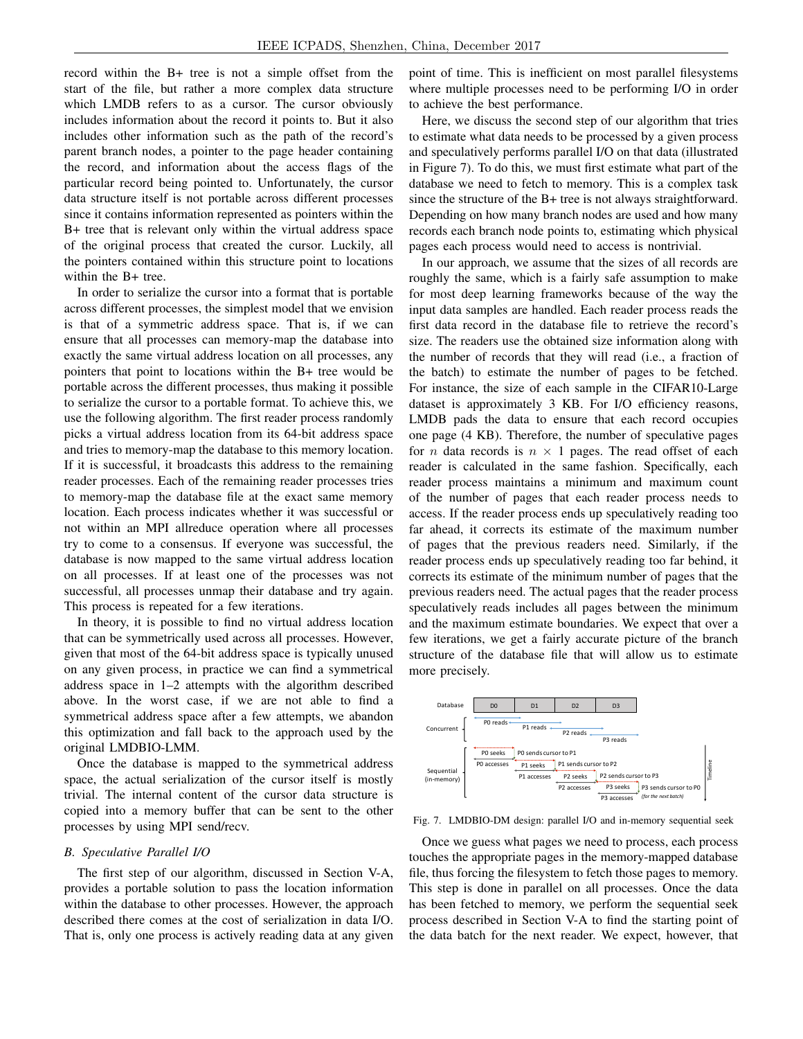record within the B+ tree is not a simple offset from the start of the file, but rather a more complex data structure which LMDB refers to as a cursor. The cursor obviously includes information about the record it points to. But it also includes other information such as the path of the record's parent branch nodes, a pointer to the page header containing the record, and information about the access flags of the particular record being pointed to. Unfortunately, the cursor data structure itself is not portable across different processes since it contains information represented as pointers within the B+ tree that is relevant only within the virtual address space of the original process that created the cursor. Luckily, all the pointers contained within this structure point to locations within the B+ tree.

In order to serialize the cursor into a format that is portable across different processes, the simplest model that we envision is that of a symmetric address space. That is, if we can ensure that all processes can memory-map the database into exactly the same virtual address location on all processes, any pointers that point to locations within the B+ tree would be portable across the different processes, thus making it possible to serialize the cursor to a portable format. To achieve this, we use the following algorithm. The first reader process randomly picks a virtual address location from its 64-bit address space and tries to memory-map the database to this memory location. If it is successful, it broadcasts this address to the remaining reader processes. Each of the remaining reader processes tries to memory-map the database file at the exact same memory location. Each process indicates whether it was successful or not within an MPI allreduce operation where all processes try to come to a consensus. If everyone was successful, the database is now mapped to the same virtual address location on all processes. If at least one of the processes was not successful, all processes unmap their database and try again. This process is repeated for a few iterations.

In theory, it is possible to find no virtual address location that can be symmetrically used across all processes. However, given that most of the 64-bit address space is typically unused on any given process, in practice we can find a symmetrical address space in 1–2 attempts with the algorithm described above. In the worst case, if we are not able to find a symmetrical address space after a few attempts, we abandon this optimization and fall back to the approach used by the original LMDBIO-LMM.

Once the database is mapped to the symmetrical address space, the actual serialization of the cursor itself is mostly trivial. The internal content of the cursor data structure is copied into a memory buffer that can be sent to the other processes by using MPI send/recv.

### B. Speculative Parallel I/O

The first step of our algorithm, discussed in Section V-A, provides a portable solution to pass the location information within the database to other processes. However, the approach described there comes at the cost of serialization in data I/O. That is, only one process is actively reading data at any given point of time. This is inefficient on most parallel filesystems where multiple processes need to be performing I/O in order to achieve the best performance.

Here, we discuss the second step of our algorithm that tries to estimate what data needs to be processed by a given process and speculatively performs parallel I/O on that data (illustrated in Figure 7). To do this, we must first estimate what part of the database we need to fetch to memory. This is a complex task since the structure of the B+ tree is not always straightforward. Depending on how many branch nodes are used and how many records each branch node points to, estimating which physical pages each process would need to access is nontrivial.

In our approach, we assume that the sizes of all records are roughly the same, which is a fairly safe assumption to make for most deep learning frameworks because of the way the input data samples are handled. Each reader process reads the first data record in the database file to retrieve the record's size. The readers use the obtained size information along with the number of records that they will read (i.e., a fraction of the batch) to estimate the number of pages to be fetched. For instance, the size of each sample in the CIFAR10-Large dataset is approximately 3 KB. For I/O efficiency reasons, LMDB pads the data to ensure that each record occupies one page (4 KB). Therefore, the number of speculative pages for $n$ data records is $n \times 1$ pages. The read offset of each reader is calculated in the same fashion. Specifically, each reader process maintains a minimum and maximum count of the number of pages that each reader process needs to access. If the reader process ends up speculatively reading too far ahead, it corrects its estimate of the maximum number of pages that the previous readers need. Similarly, if the reader process ends up speculatively reading too far behind, it corrects its estimate of the minimum number of pages that the previous readers need. The actual pages that the reader process speculatively reads includes all pages between the minimum and the maximum estimate boundaries. We expect that over a few iterations, we get a fairly accurate picture of the branch structure of the database file that will allow us to estimate more precisely.

Fig. 7. LMDBIO-DM design: parallel I/O and in-memory sequential seek

Once we guess what pages we need to process, each process touches the appropriate pages in the memory-mapped database file, thus forcing the filesystem to fetch those pages to memory. This step is done in parallel on all processes. Once the data has been fetched to memory, we perform the sequential seek process described in Section V-A to find the starting point of the data batch for the next reader. We expect, however, that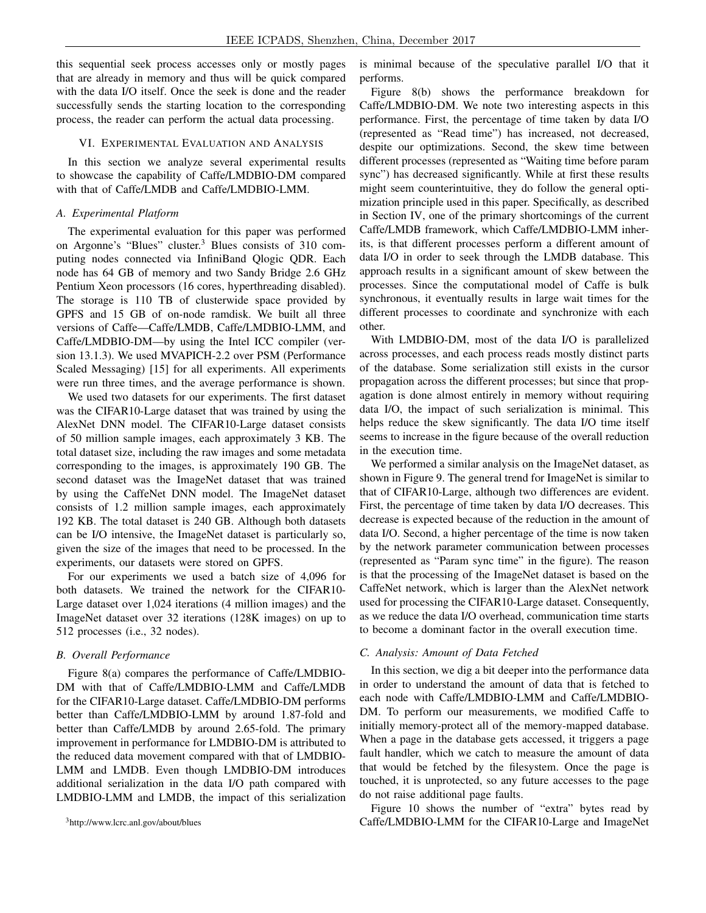this sequential seek process accesses only or mostly pages that are already in memory and thus will be quick compared with the data I/O itself. Once the seek is done and the reader successfully sends the starting location to the corresponding process, the reader can perform the actual data processing.

## VI. Experimental Evaluation and Analysis

In this section we analyze several experimental results to showcase the capability of Caffe/LMDBIO-DM compared with that of Caffe/LMDB and Caffe/LMDBIO-LMM.

### A. Experimental Platform

The experimental evaluation for this paper was performed on Argonne's "Blues" cluster.[3] Blues consists of 310 computing nodes connected via InfiniBand Qlogic QDR. Each node has 64 GB of memory and two Sandy Bridge 2.6 GHz Pentium Xeon processors (16 cores, hyperthreading disabled). The storage is 110 TB of clusterwide space provided by GPFS and 15 GB of on-node ramdisk. We built all three versions of Caffe—Caffe/LMDB, Caffe/LMDBIO-LMM, and Caffe/LMDBIO-DM—by using the Intel ICC compiler (version 13.1.3). We used MVAPICH-2.2 over PSM (Performance Scaled Messaging) [15] for all experiments. All experiments were run three times, and the average performance is shown.

We used two datasets for our experiments. The first dataset was the CIFAR10-Large dataset that was trained by using the AlexNet DNN model. The CIFAR10-Large dataset consists of 50 million sample images, each approximately 3 KB. The total dataset size, including the raw images and some metadata corresponding to the images, is approximately 190 GB. The second dataset was the ImageNet dataset that was trained by using the CaffeNet DNN model. The ImageNet dataset consists of 1.2 million sample images, each approximately 192 KB. The total dataset is 240 GB. Although both datasets can be I/O intensive, the ImageNet dataset is particularly so, given the size of the images that need to be processed. In the experiments, our datasets were stored on GPFS.

For our experiments we used a batch size of 4,096 for both datasets. We trained the network for the CIFAR10-Large dataset over 1,024 iterations (4 million images) and the ImageNet dataset over 32 iterations (128K images) on up to 512 processes (i.e., 32 nodes).

### B. Overall Performance

Figure 8(a) compares the performance of Caffe/LMDBIO-DM with that of Caffe/LMDBIO-LMM and Caffe/LMDB for the CIFAR10-Large dataset. Caffe/LMDBIO-DM performs better than Caffe/LMDBIO-LMM by around 1.87-fold and better than Caffe/LMDB by around 2.65-fold. The primary improvement in performance for LMDBIO-DM is attributed to the reduced data movement compared with that of LMDBIO-LMM and LMDB. Even though LMDBIO-DM introduces additional serialization in the data I/O path compared with LMDBIO-LMM and LMDB, the impact of this serialization is minimal because of the speculative parallel I/O that it performs.

Figure 8(b) shows the performance breakdown for Caffe/LMDBIO-DM. We note two interesting aspects in this performance. First, the percentage of time taken by data I/O (represented as "Read time") has increased, not decreased, despite our optimizations. Second, the skew time between different processes (represented as "Waiting time before param sync") has decreased significantly. While at first these results might seem counterintuitive, they do follow the general optimization principle used in this paper. Specifically, as described in Section IV, one of the primary shortcomings of the current Caffe/LMDB framework, which Caffe/LMDBIO-LMM inherits, is that different processes perform a different amount of data I/O in order to seek through the LMDB database. This approach results in a significant amount of skew between the processes. Since the computational model of Caffe is bulk synchronous, it eventually results in large wait times for the different processes to coordinate and synchronize with each other.

With LMDBIO-DM, most of the data I/O is parallelized across processes, and each process reads mostly distinct parts of the database. Some serialization still exists in the cursor propagation across the different processes; but since that propagation is done almost entirely in memory without requiring data I/O, the impact of such serialization is minimal. This helps reduce the skew significantly. The data I/O time itself seems to increase in the figure because of the overall reduction in the execution time.

We performed a similar analysis on the ImageNet dataset, as shown in Figure 9. The general trend for ImageNet is similar to that of CIFAR10-Large, although two differences are evident. First, the percentage of time taken by data I/O decreases. This decrease is expected because of the reduction in the amount of data I/O. Second, a higher percentage of the time is now taken by the network parameter communication between processes (represented as "Param sync time" in the figure). The reason is that the processing of the ImageNet dataset is based on the CaffeNet network, which is larger than the AlexNet network used for processing the CIFAR10-Large dataset. Consequently, as we reduce the data I/O overhead, communication time starts to become a dominant factor in the overall execution time.

### C. Analysis: Amount of Data Fetched

In this section, we dig a bit deeper into the performance data in order to understand the amount of data that is fetched to each node with Caffe/LMDBIO-LMM and Caffe/LMDBIO-DM. To perform our measurements, we modified Caffe to initially memory-protect all of the memory-mapped database. When a page in the database gets accessed, it triggers a page fault handler, which we catch to measure the amount of data that would be fetched by the filesystem. Once the page is touched, it is unprotected, so any future accesses to the page do not raise additional page faults.

Figure 10 shows the number of "extra" bytes read by Caffe/LMDBIO-LMM for the CIFAR10-Large and ImageNet

[3] http://www.lcrc.anl.gov/about/blues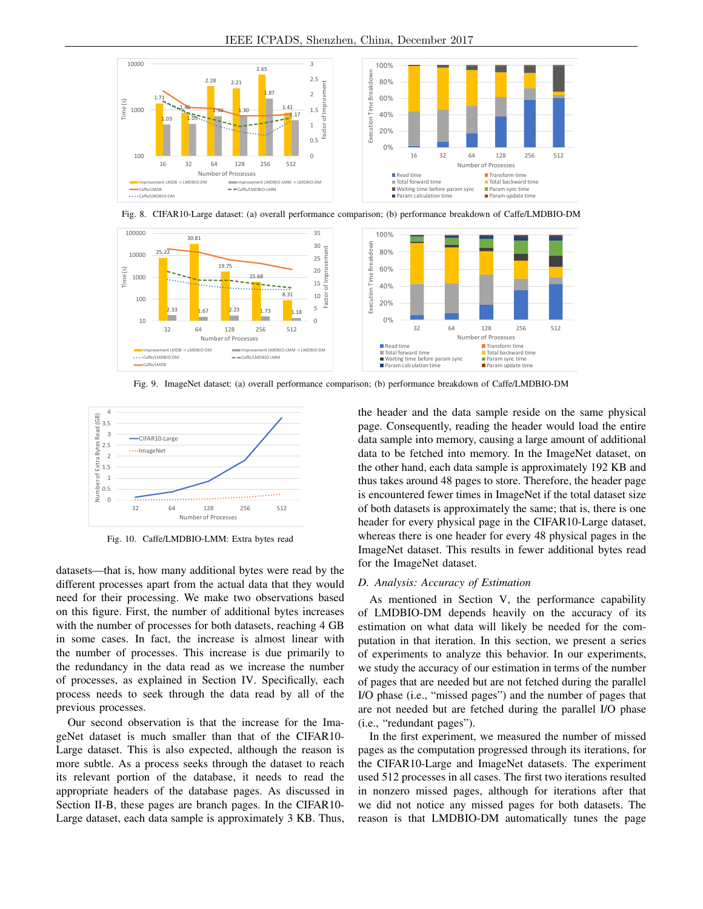Fig. 8. CIFAR10-Large dataset: (a) overall performance comparison; (b) performance breakdown of Caffe/LMDBIO-DM

Fig. 9. ImageNet dataset: (a) overall performance comparison; (b) performance breakdown of Caffe/LMDBIO-DM

Fig. 10. Caffe/LMDBIO-LMM: Extra bytes read

datasets—that is, how many additional bytes were read by the different processes apart from the actual data that they would need for their processing. We make two observations based on this figure. First, the number of additional bytes increases with the number of processes for both datasets, reaching 4 GB in some cases. In fact, the increase is almost linear with the number of processes. This increase is due primarily to the redundancy in the data read as we increase the number of processes, as explained in Section IV. Specifically, each process needs to seek through the data read by all of the previous processes.

Our second observation is that the increase for the ImageNet dataset is much smaller than that of the CIFAR10-Large dataset. This is also expected, although the reason is more subtle. As a process seeks through the dataset to reach its relevant portion of the database, it needs to read the appropriate headers of the database pages. As discussed in Section II-B, these pages are branch pages. In the CIFAR10-Large dataset, each data sample is approximately 3 KB. Thus, the header and the data sample reside on the same physical page. Consequently, reading the header would load the entire data sample into memory, causing a large amount of additional data to be fetched into memory. In the ImageNet dataset, on the other hand, each data sample is approximately 192 KB and thus takes around 48 pages to store. Therefore, the header page is encountered fewer times in ImageNet if the total dataset size of both datasets is approximately the same; that is, there is one header for every physical page in the CIFAR10-Large dataset, whereas there is one header for every 48 physical pages in the ImageNet dataset. This results in fewer additional bytes read for the ImageNet dataset.

### *D. Analysis: Accuracy of Estimation*

As mentioned in Section V, the performance capability of LMDBIO-DM depends heavily on the accuracy of its estimation on what data will likely be needed for the computation in that iteration. In this section, we present a series of experiments to analyze this behavior. In our experiments, we study the accuracy of our estimation in terms of the number of pages that are needed but are not fetched during the parallel I/O phase (i.e., "missed pages") and the number of pages that are not needed but are fetched during the parallel I/O phase (i.e., "redundant pages").

In the first experiment, we measured the number of missed pages as the computation progressed through its iterations, for the CIFAR10-Large and ImageNet datasets. The experiment used 512 processes in all cases. The first two iterations resulted in nonzero missed pages, although for iterations after that we did not notice any missed pages for both datasets. The reason is that LMDBIO-DM automatically tunes the page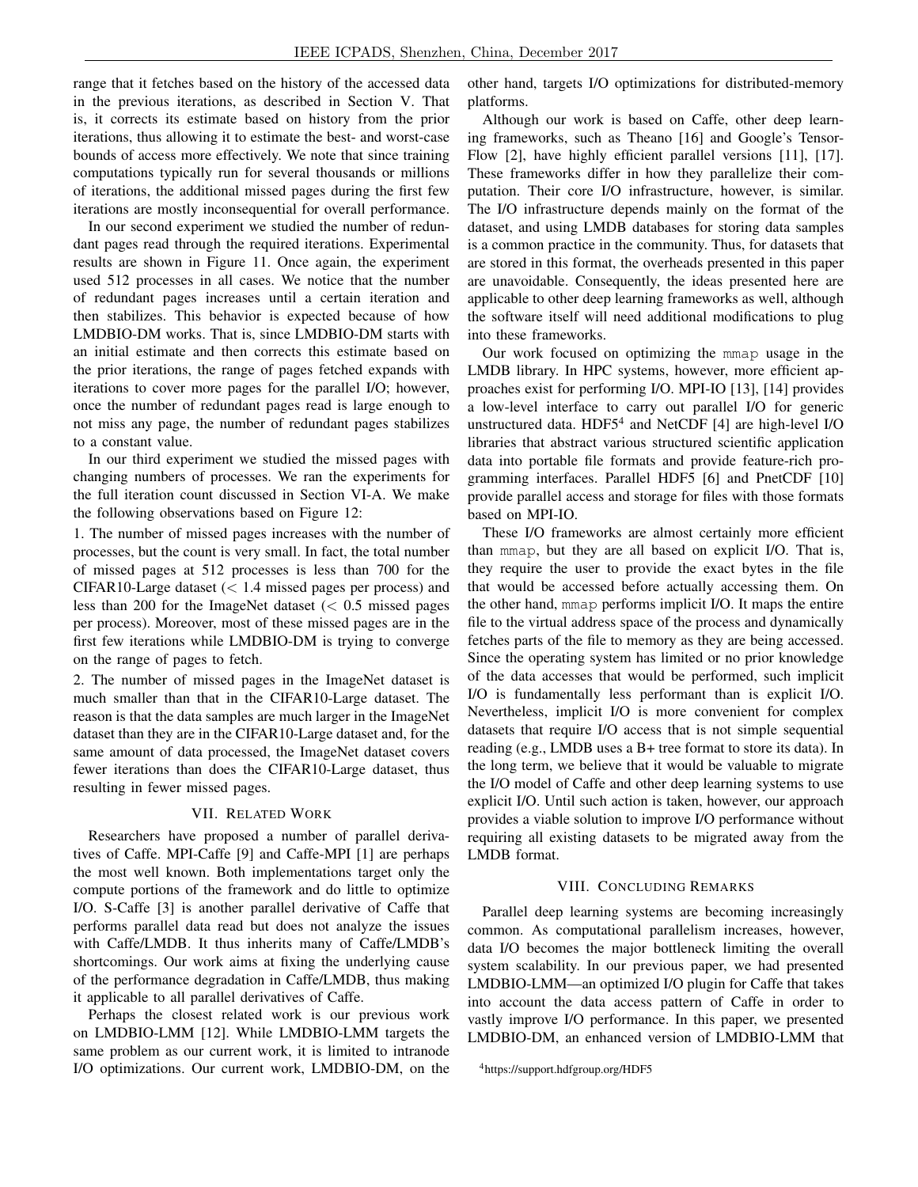range that it fetches based on the history of the accessed data in the previous iterations, as described in Section V. That is, it corrects its estimate based on history from the prior iterations, thus allowing it to estimate the best- and worst-case bounds of access more effectively. We note that since training computations typically run for several thousands or millions of iterations, the additional missed pages during the first few iterations are mostly inconsequential for overall performance.

In our second experiment we studied the number of redundant pages read through the required iterations. Experimental results are shown in Figure 11. Once again, the experiment used 512 processes in all cases. We notice that the number of redundant pages increases until a certain iteration and then stabilizes. This behavior is expected because of how LMDBIO-DM works. That is, since LMDBIO-DM starts with an initial estimate and then corrects this estimate based on the prior iterations, the range of pages fetched expands with iterations to cover more pages for the parallel I/O; however, once the number of redundant pages read is large enough to not miss any page, the number of redundant pages stabilizes to a constant value.

In our third experiment we studied the missed pages with changing numbers of processes. We ran the experiments for the full iteration count discussed in Section VI-A. We make the following observations based on Figure 12:

1. The number of missed pages increases with the number of processes, but the count is very small. In fact, the total number of missed pages at 512 processes is less than 700 for the CIFAR10-Large dataset ($<$ 1.4 missed pages per process) and less than 200 for the ImageNet dataset ($<$ 0.5 missed pages per process). Moreover, most of these missed pages are in the first few iterations while LMDBIO-DM is trying to converge on the range of pages to fetch.

2. The number of missed pages in the ImageNet dataset is much smaller than that in the CIFAR10-Large dataset. The reason is that the data samples are much larger in the ImageNet dataset than they are in the CIFAR10-Large dataset and, for the same amount of data processed, the ImageNet dataset covers fewer iterations than does the CIFAR10-Large dataset, thus resulting in fewer missed pages.

## VII. Related Work

Researchers have proposed a number of parallel derivatives of Caffe. MPI-Caffe [9] and Caffe-MPI [1] are perhaps the most well known. Both implementations target only the compute portions of the framework and do little to optimize I/O. S-Caffe [3] is another parallel derivative of Caffe that performs parallel data read but does not analyze the issues with Caffe/LMDB. It thus inherits many of Caffe/LMDB's shortcomings. Our work aims at fixing the underlying cause of the performance degradation in Caffe/LMDB, thus making it applicable to all parallel derivatives of Caffe.

Perhaps the closest related work is our previous work on LMDBIO-LMM [12]. While LMDBIO-LMM targets the same problem as our current work, it is limited to intranode I/O optimizations. Our current work, LMDBIO-DM, on the other hand, targets I/O optimizations for distributed-memory platforms.

Although our work is based on Caffe, other deep learning frameworks, such as Theano [16] and Google's TensorFlow [2], have highly efficient parallel versions [11], [17]. These frameworks differ in how they parallelize their computation. Their core I/O infrastructure, however, is similar. The I/O infrastructure depends mainly on the format of the dataset, and using LMDB databases for storing data samples is a common practice in the community. Thus, for datasets that are stored in this format, the overheads presented in this paper are unavoidable. Consequently, the ideas presented here are applicable to other deep learning frameworks as well, although the software itself will need additional modifications to plug into these frameworks.

Our work focused on optimizing the `mmap` usage in the LMDB library. In HPC systems, however, more efficient approaches exist for performing I/O. MPI-IO [13], [14] provides a low-level interface to carry out parallel I/O for generic unstructured data. HDF5[4] and NetCDF [4] are high-level I/O libraries that abstract various structured scientific application data into portable file formats and provide feature-rich programming interfaces. Parallel HDF5 [6] and PnetCDF [10] provide parallel access and storage for files with those formats based on MPI-IO.

These I/O frameworks are almost certainly more efficient than `mmap`, but they are all based on explicit I/O. That is, they require the user to provide the exact bytes in the file that would be accessed before actually accessing them. On the other hand, `mmap` performs implicit I/O. It maps the entire file to the virtual address space of the process and dynamically fetches parts of the file to memory as they are being accessed. Since the operating system has limited or no prior knowledge of the data accesses that would be performed, such implicit I/O is fundamentally less performant than is explicit I/O. Nevertheless, implicit I/O is more convenient for complex datasets that require I/O access that is not simple sequential reading (e.g., LMDB uses a B+ tree format to store its data). In the long term, we believe that it would be valuable to migrate the I/O model of Caffe and other deep learning systems to use explicit I/O. Until such action is taken, however, our approach provides a viable solution to improve I/O performance without requiring all existing datasets to be migrated away from the LMDB format.

## VIII. Concluding Remarks

Parallel deep learning systems are becoming increasingly common. As computational parallelism increases, however, data I/O becomes the major bottleneck limiting the overall system scalability. In our previous paper, we had presented LMDBIO-LMM—an optimized I/O plugin for Caffe that takes into account the data access pattern of Caffe in order to vastly improve I/O performance. In this paper, we presented LMDBIO-DM, an enhanced version of LMDBIO-LMM that

[4] https://support.hdfgroup.org/HDF5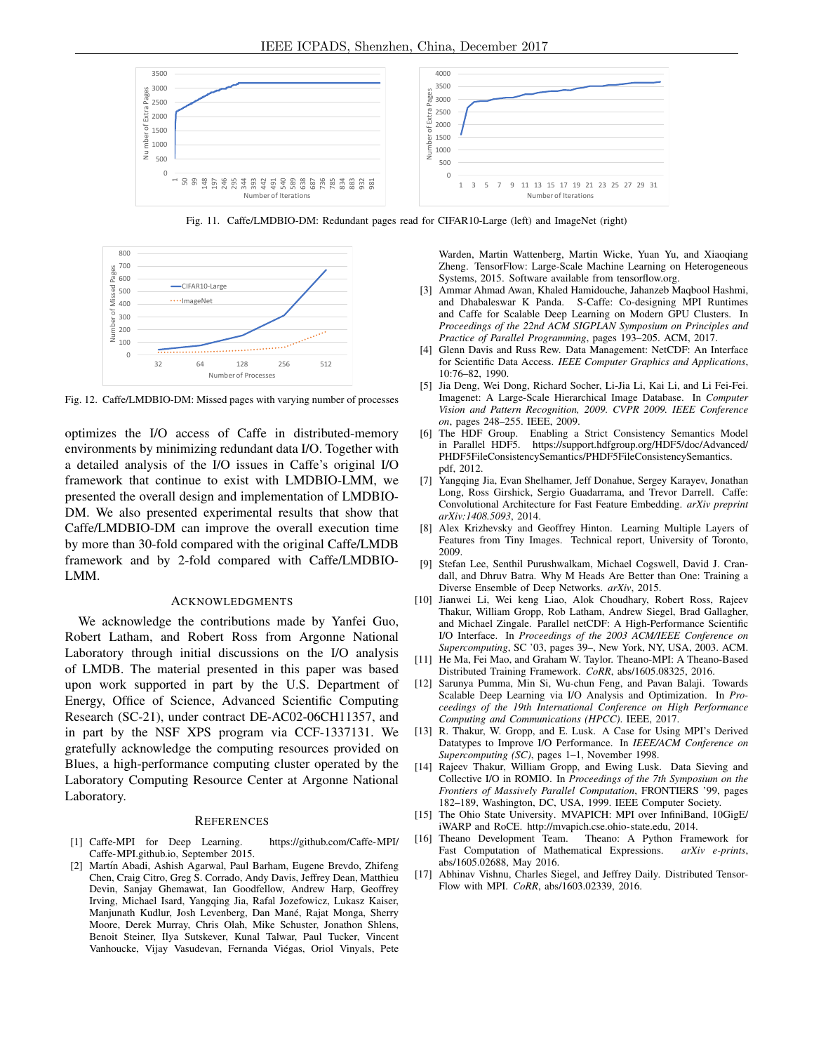3500
3000
2500
2000
1500
1000
500
0

Number of Extra Pages

1 50 99 148 197 246 295 344 393 442 491 540 589 638 687 736 785 834 883 932 981

Number of Iterations

4000
3500
3000
2500
2000
1500
1000
500
0

Number of Extra Pages

1 3 5 7 9 11 13 15 17 19 21 23 25 27 29 31

Number of Iterations

Fig. 11. Caffe/LMDBIO-DM: Redundant pages read for CIFAR10-Large (left) and ImageNet (right)

800
700
600
500
400
300
200
100
0

Number of Missed Pages

CIFAR10-Large
ImageNet

32 64 128 256 512

Number of Processes

Fig. 12. Caffe/LMDBIO-DM: Missed pages with varying number of processes

optimizes the I/O access of Caffe in distributed-memory environments by minimizing redundant data I/O. Together with a detailed analysis of the I/O issues in Caffe's original I/O framework that continue to exist with LMDBIO-LMM, we presented the overall design and implementation of LMDBIO-DM. We also presented experimental results that show that Caffe/LMDBIO-DM can improve the overall execution time by more than 30-fold compared with the original Caffe/LMDB framework and by 2-fold compared with Caffe/LMDBIO-LMM.

## Acknowledgments

We acknowledge the contributions made by Yanfei Guo, Robert Latham, and Robert Ross from Argonne National Laboratory through initial discussions on the I/O analysis of LMDB. The material presented in this paper was based upon work supported in part by the U.S. Department of Energy, Office of Science, Advanced Scientific Computing Research (SC-21), under contract DE-AC02-06CH11357, and in part by the NSF XPS program via CCF-1337131. We gratefully acknowledge the computing resources provided on Blues, a high-performance computing cluster operated by the Laboratory Computing Resource Center at Argonne National Laboratory.

## References

[1] Caffe-MPI for Deep Learning. https://github.com/Caffe-MPI/Caffe-MPI.github.io, September 2015.

[2] Martín Abadi, Ashish Agarwal, Paul Barham, Eugene Brevdo, Zhifeng Chen, Craig Citro, Greg S. Corrado, Andy Davis, Jeffrey Dean, Matthieu Devin, Sanjay Ghemawat, Ian Goodfellow, Andrew Harp, Geoffrey Irving, Michael Isard, Yangqing Jia, Rafal Jozefowicz, Lukasz Kaiser, Manjunath Kudlur, Josh Levenberg, Dan Mané, Rajat Monga, Sherry Moore, Derek Murray, Chris Olah, Mike Schuster, Jonathon Shlens, Benoit Steiner, Ilya Sutskever, Kunal Talwar, Paul Tucker, Vincent Vanhoucke, Vijay Vasudevan, Fernanda Viégas, Oriol Vinyals, Pete Warden, Martin Wattenberg, Martin Wicke, Yuan Yu, and Xiaoqiang Zheng. TensorFlow: Large-Scale Machine Learning on Heterogeneous Systems, 2015. Software available from tensorflow.org.

[3] Ammar Ahmad Awan, Khaled Hamidouche, Jahanzeb Maqbool Hashmi, and Dhabaleswar K Panda. S-Caffe: Co-designing MPI Runtimes and Caffe for Scalable Deep Learning on Modern GPU Clusters. In *Proceedings of the 22nd ACM SIGPLAN Symposium on Principles and Practice of Parallel Programming*, pages 193–205. ACM, 2017.

[4] Glenn Davis and Russ Rew. Data Management: NetCDF: An Interface for Scientific Data Access. *IEEE Computer Graphics and Applications*, 10:76–82, 1990.

[5] Jia Deng, Wei Dong, Richard Socher, Li-Jia Li, Kai Li, and Li Fei-Fei. Imagenet: A Large-Scale Hierarchical Image Database. In *Computer Vision and Pattern Recognition, 2009. CVPR 2009. IEEE Conference on*, pages 248–255. IEEE, 2009.

[6] The HDF Group. Enabling a Strict Consistency Semantics Model in Parallel HDF5. https://support.hdfgroup.org/HDF5/doc/Advanced/PHDF5FileConsistencySemantics/PHDF5FileConsistencySemantics.pdf, 2012.

[7] Yangqing Jia, Evan Shelhamer, Jeff Donahue, Sergey Karayev, Jonathan Long, Ross Girshick, Sergio Guadarrama, and Trevor Darrell. Caffe: Convolutional Architecture for Fast Feature Embedding. *arXiv preprint arXiv:1408.5093*, 2014.

[8] Alex Krizhevsky and Geoffrey Hinton. Learning Multiple Layers of Features from Tiny Images. Technical report, University of Toronto, 2009.

[9] Stefan Lee, Senthil Purushwalkam, Michael Cogswell, David J. Crandall, and Dhruv Batra. Why M Heads are Better than One: Training a Diverse Ensemble of Deep Networks. *arXiv*, 2015.

[10] Jianwei Li, Wei keng Liao, Alok Choudhary, Robert Ross, Rajeev Thakur, William Gropp, Rob Latham, Andrew Siegel, Brad Gallagher, and Michael Zingale. Parallel netCDF: A High-Performance Scientific I/O Interface. In *Proceedings of the 2003 ACM/IEEE Conference on Supercomputing*, SC '03, pages 39–, New York, NY, USA, 2003. ACM.

[11] He Ma, Fei Mao, and Graham W. Taylor. Theano-MPI: A Theano-Based Distributed Training Framework. *CoRR*, abs/1605.08325, 2016.

[12] Sarunya Pumma, Min Si, Wu-chun Feng, and Pavan Balaji. Towards Scalable Deep Learning via I/O Analysis and Optimization. In *Proceedings of the 19th International Conference on High Performance Computing and Communications (HPCC)*. IEEE, 2017.

[13] R. Thakur, W. Gropp, and E. Lusk. A Case for Using MPI's Derived Datatypes to Improve I/O Performance. In *IEEE/ACM Conference on Supercomputing (SC)*, pages 1–1, November 1998.

[14] Rajeev Thakur, William Gropp, and Ewing Lusk. Data Sieving and Collective I/O in ROMIO. In *Proceedings of the 7th Symposium on the Frontiers of Massively Parallel Computation*, FRONTIERS '99, pages 182–189, Washington, DC, USA, 1999. IEEE Computer Society.

[15] The Ohio State University. MVAPICH: MPI over InfiniBand, 10GigE/iWARP and RoCE. http://mvapich.cse.ohio-state.edu, 2014.

[16] Theano Development Team. Theano: A Python Framework for Fast Computation of Mathematical Expressions. *arXiv e-prints*, abs/1605.02688, May 2016.

[17] Abhinav Vishnu, Charles Siegel, and Jeffrey Daily. Distributed TensorFlow with MPI. *CoRR*, abs/1603.02339, 2016.